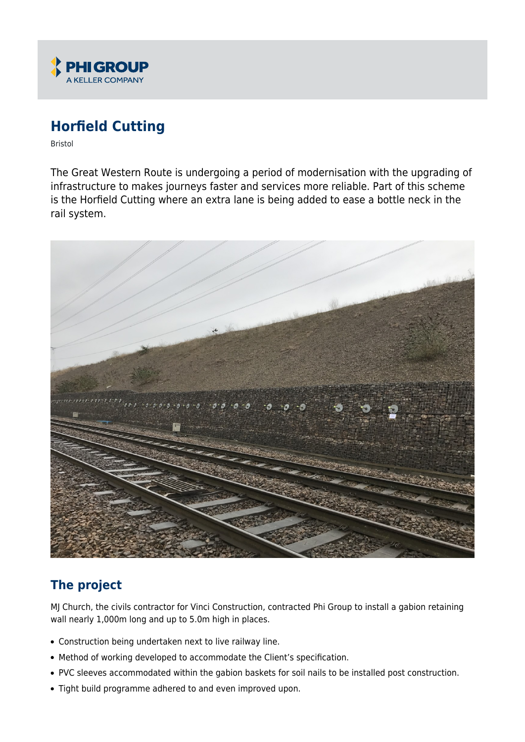# Horfield Cutting

Bristol

The Great Western Route is undergoing a period of modernisation with the upgrading of infrastructure to makes journeys faster and services more reliable. Part of this scheme is the Horfield Cutting where an extra lane is being added to ease a bottle neck in the rail system.

## The project

MJ Church, the civils contractor for Vinci Construction, contracted Phi Group to install a gabion retaining wall nearly 1,000m long and up to 5.0m high in places.

- Construction being undertaken next to live railway line.
- Method of working developed to accommodate the Client's specification.
- PVC sleeves accommodated within the gabion baskets for soil nails to be installed post construction.
- Tight build programme adhered to and even improved upon.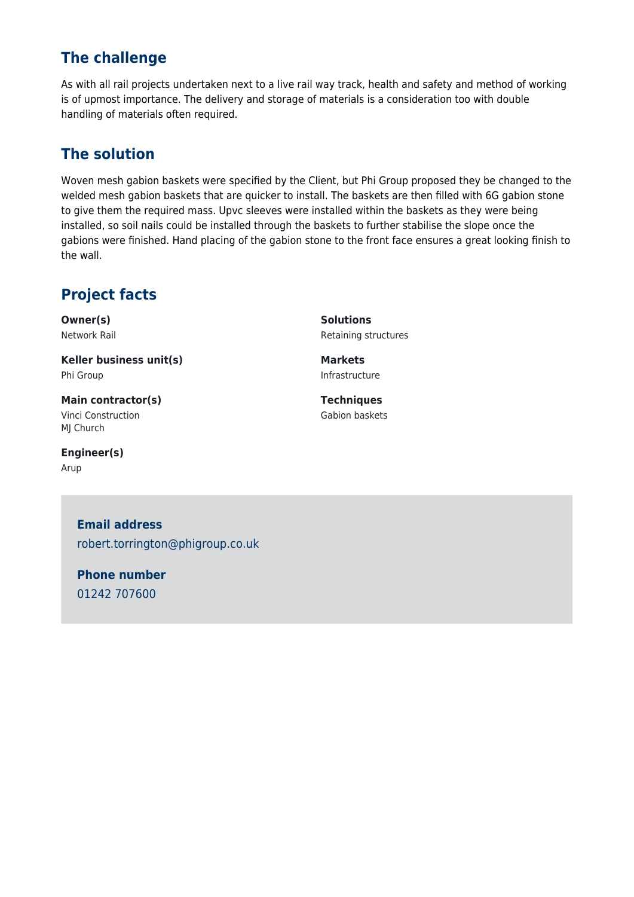## The challenge

As with all rail projects undertaken next to a live rail way track, health and safety and method of working is of upmost importance. The delivery and storage of materials is a consideration too with double handling of materials often required.

## The solution

Woven mesh gabion baskets were specified by the Client, but Phi Group proposed they be changed to the welded mesh gabion baskets that are quicker to install. The baskets are then filled with 6G gabion stone to give them the required mass. Upvc sleeves were installed within the baskets as they were being installed, so soil nails could be installed through the baskets to further stabilise the slope once the gabions were finished. Hand placing of the gabion stone to the front face ensures a great looking finish to the wall.

## Project facts

**Owner(s)**
Network Rail

**Keller business unit(s)**
Phi Group

**Main contractor(s)**
Vinci Construction
MJ Church

**Engineer(s)**
Arup

**Solutions**
Retaining structures

**Markets**
Infrastructure

**Techniques**
Gabion baskets

**Email address**
robert.torrington@phigroup.co.uk

**Phone number**
01242 707600